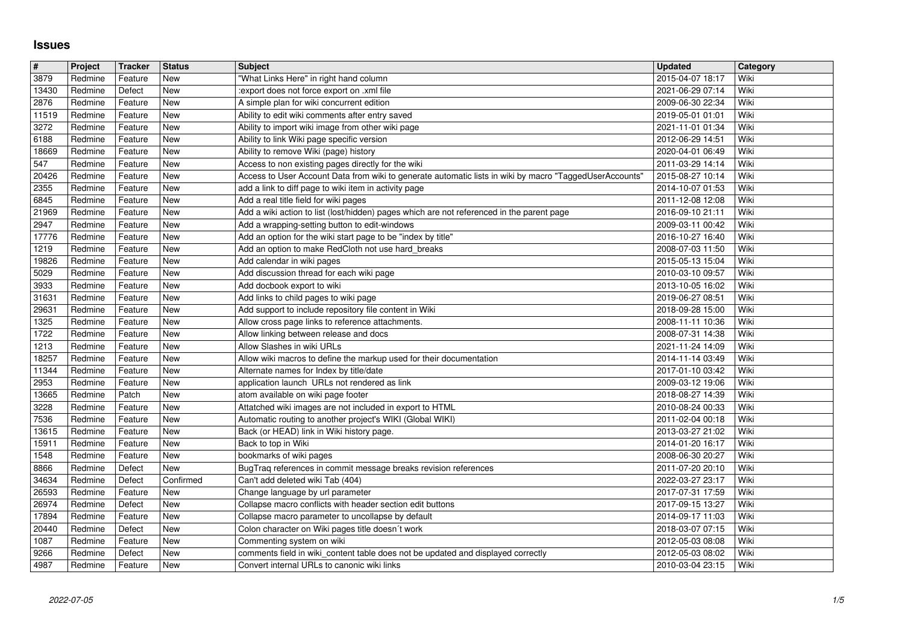# Issues

| # | Project | Tracker | Status | Subject | Updated | Category |
|---|---|---|---|---|---|---|
| 3879 | Redmine | Feature | New | "What Links Here" in right hand column | 2015-04-07 18:17 | Wiki |
| 13430 | Redmine | Defect | New | :export does not force export on .xml file | 2021-06-29 07:14 | Wiki |
| 2876 | Redmine | Feature | New | A simple plan for wiki concurrent edition | 2009-06-30 22:34 | Wiki |
| 11519 | Redmine | Feature | New | Ability to edit wiki comments after entry saved | 2019-05-01 01:01 | Wiki |
| 3272 | Redmine | Feature | New | Ability to import wiki image from other wiki page | 2021-11-01 01:34 | Wiki |
| 6188 | Redmine | Feature | New | Ability to link Wiki page specific version | 2012-06-29 14:51 | Wiki |
| 18669 | Redmine | Feature | New | Ability to remove Wiki (page) history | 2020-04-01 06:49 | Wiki |
| 547 | Redmine | Feature | New | Access to non existing pages directly for the wiki | 2011-03-29 14:14 | Wiki |
| 20426 | Redmine | Feature | New | Access to User Account Data from wiki to generate automatic lists in wiki by macro "TaggedUserAccounts" | 2015-08-27 10:14 | Wiki |
| 2355 | Redmine | Feature | New | add a link to diff page to wiki item in activity page | 2014-10-07 01:53 | Wiki |
| 6845 | Redmine | Feature | New | Add a real title field for wiki pages | 2011-12-08 12:08 | Wiki |
| 21969 | Redmine | Feature | New | Add a wiki action to list (lost/hidden) pages which are not referenced in the parent page | 2016-09-10 21:11 | Wiki |
| 2947 | Redmine | Feature | New | Add a wrapping-setting button to edit-windows | 2009-03-11 00:42 | Wiki |
| 17776 | Redmine | Feature | New | Add an option for the wiki start page to be "index by title" | 2016-10-27 16:40 | Wiki |
| 1219 | Redmine | Feature | New | Add an option to make RedCloth not use hard_breaks | 2008-07-03 11:50 | Wiki |
| 19826 | Redmine | Feature | New | Add calendar in wiki pages | 2015-05-13 15:04 | Wiki |
| 5029 | Redmine | Feature | New | Add discussion thread for each wiki page | 2010-03-10 09:57 | Wiki |
| 3933 | Redmine | Feature | New | Add docbook export to wiki | 2013-10-05 16:02 | Wiki |
| 31631 | Redmine | Feature | New | Add links to child pages to wiki page | 2019-06-27 08:51 | Wiki |
| 29631 | Redmine | Feature | New | Add support to include repository file content in Wiki | 2018-09-28 15:00 | Wiki |
| 1325 | Redmine | Feature | New | Allow cross page links to reference attachments. | 2008-11-11 10:36 | Wiki |
| 1722 | Redmine | Feature | New | Allow linking between release and docs | 2008-07-31 14:38 | Wiki |
| 1213 | Redmine | Feature | New | Allow Slashes in wiki URLs | 2021-11-24 14:09 | Wiki |
| 18257 | Redmine | Feature | New | Allow wiki macros to define the markup used for their documentation | 2014-11-14 03:49 | Wiki |
| 11344 | Redmine | Feature | New | Alternate names for Index by title/date | 2017-01-10 03:42 | Wiki |
| 2953 | Redmine | Feature | New | application launch URLs not rendered as link | 2009-03-12 19:06 | Wiki |
| 13665 | Redmine | Patch | New | atom available on wiki page footer | 2018-08-27 14:39 | Wiki |
| 3228 | Redmine | Feature | New | Attatched wiki images are not included in export to HTML | 2010-08-24 00:33 | Wiki |
| 7536 | Redmine | Feature | New | Automatic routing to another project's WIKI (Global WIKI) | 2011-02-04 00:18 | Wiki |
| 13615 | Redmine | Feature | New | Back (or HEAD) link in Wiki history page. | 2013-03-27 21:02 | Wiki |
| 15911 | Redmine | Feature | New | Back to top in Wiki | 2014-01-20 16:17 | Wiki |
| 1548 | Redmine | Feature | New | bookmarks of wiki pages | 2008-06-30 20:27 | Wiki |
| 8866 | Redmine | Defect | New | BugTraq references in commit message breaks revision references | 2011-07-20 20:10 | Wiki |
| 34634 | Redmine | Defect | Confirmed | Can't add deleted wiki Tab (404) | 2022-03-27 23:17 | Wiki |
| 26593 | Redmine | Feature | New | Change language by url parameter | 2017-07-31 17:59 | Wiki |
| 26974 | Redmine | Defect | New | Collapse macro conflicts with header section edit buttons | 2017-09-15 13:27 | Wiki |
| 17894 | Redmine | Feature | New | Collapse macro parameter to uncollapse by default | 2014-09-17 11:03 | Wiki |
| 20440 | Redmine | Defect | New | Colon character on Wiki pages title doesn´t work | 2018-03-07 07:15 | Wiki |
| 1087 | Redmine | Feature | New | Commenting system on wiki | 2012-05-03 08:08 | Wiki |
| 9266 | Redmine | Defect | New | comments field in wiki_content table does not be updated and displayed correctly | 2012-05-03 08:02 | Wiki |
| 4987 | Redmine | Feature | New | Convert internal URLs to canonic wiki links | 2010-03-04 23:15 | Wiki |

2022-07-05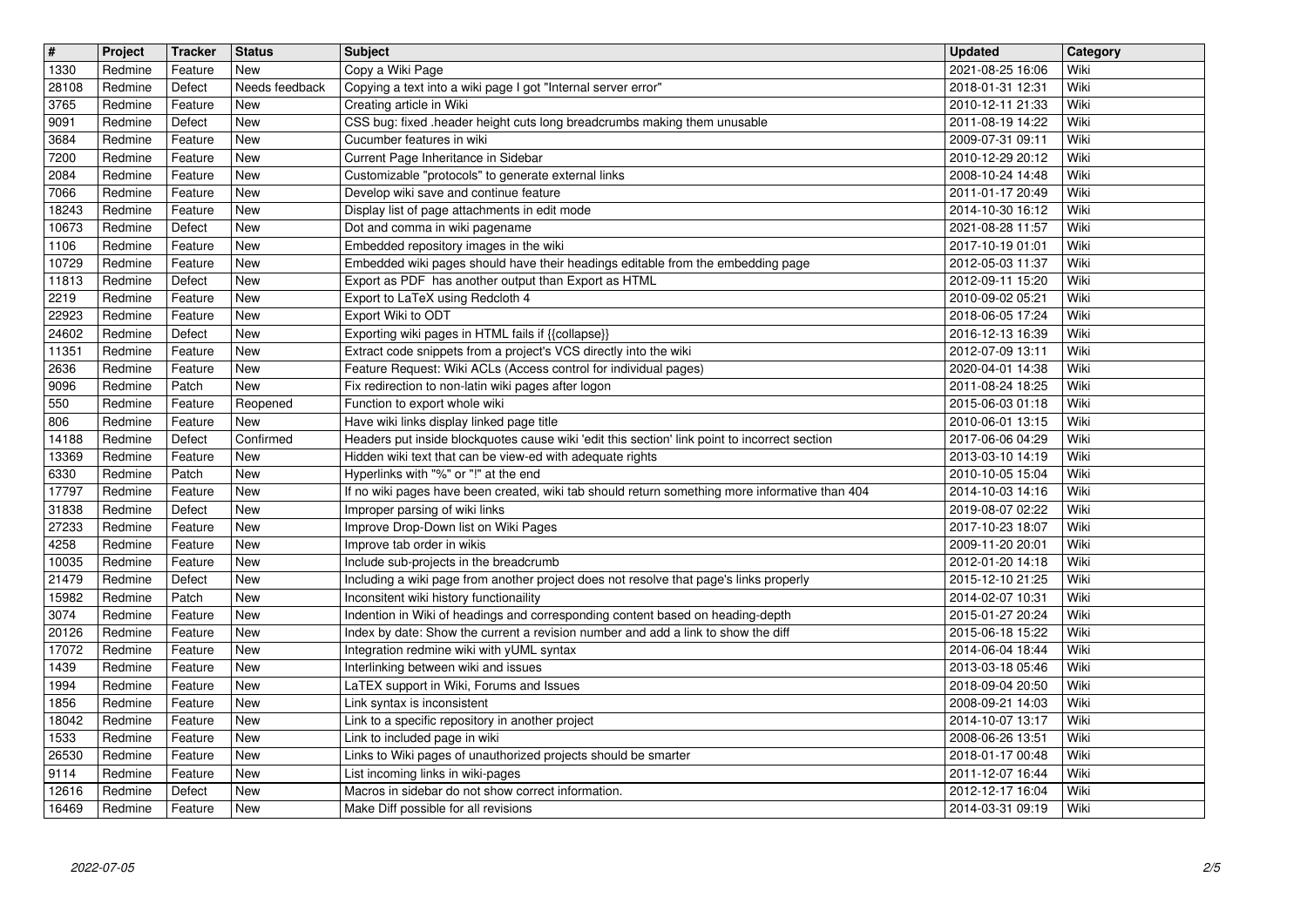| # | Project | Tracker | Status | Subject | Updated | Category |
| --- | --- | --- | --- | --- | --- | --- |
| 1330 | Redmine | Feature | New | Copy a Wiki Page | 2021-08-25 16:06 | Wiki |
| 28108 | Redmine | Defect | Needs feedback | Copying a text into a wiki page I got "Internal server error" | 2018-01-31 12:31 | Wiki |
| 3765 | Redmine | Feature | New | Creating article in Wiki | 2010-12-11 21:33 | Wiki |
| 9091 | Redmine | Defect | New | CSS bug: fixed .header height cuts long breadcrumbs making them unusable | 2011-08-19 14:22 | Wiki |
| 3684 | Redmine | Feature | New | Cucumber features in wiki | 2009-07-31 09:11 | Wiki |
| 7200 | Redmine | Feature | New | Current Page Inheritance in Sidebar | 2010-12-29 20:12 | Wiki |
| 2084 | Redmine | Feature | New | Customizable "protocols" to generate external links | 2008-10-24 14:48 | Wiki |
| 7066 | Redmine | Feature | New | Develop wiki save and continue feature | 2011-01-17 20:49 | Wiki |
| 18243 | Redmine | Feature | New | Display list of page attachments in edit mode | 2014-10-30 16:12 | Wiki |
| 10673 | Redmine | Defect | New | Dot and comma in wiki pagename | 2021-08-28 11:57 | Wiki |
| 1106 | Redmine | Feature | New | Embedded repository images in the wiki | 2017-10-19 01:01 | Wiki |
| 10729 | Redmine | Feature | New | Embedded wiki pages should have their headings editable from the embedding page | 2012-05-03 11:37 | Wiki |
| 11813 | Redmine | Defect | New | Export as PDF has another output than Export as HTML | 2012-09-11 15:20 | Wiki |
| 2219 | Redmine | Feature | New | Export to LaTeX using Redcloth 4 | 2010-09-02 05:21 | Wiki |
| 22923 | Redmine | Feature | New | Export Wiki to ODT | 2018-06-05 17:24 | Wiki |
| 24602 | Redmine | Defect | New | Exporting wiki pages in HTML fails if {{collapse}} | 2016-12-13 16:39 | Wiki |
| 11351 | Redmine | Feature | New | Extract code snippets from a project's VCS directly into the wiki | 2012-07-09 13:11 | Wiki |
| 2636 | Redmine | Feature | New | Feature Request: Wiki ACLs (Access control for individual pages) | 2020-04-01 14:38 | Wiki |
| 9096 | Redmine | Patch | New | Fix redirection to non-latin wiki pages after logon | 2011-08-24 18:25 | Wiki |
| 550 | Redmine | Feature | Reopened | Function to export whole wiki | 2015-06-03 01:18 | Wiki |
| 806 | Redmine | Feature | New | Have wiki links display linked page title | 2010-06-01 13:15 | Wiki |
| 14188 | Redmine | Defect | Confirmed | Headers put inside blockquotes cause wiki 'edit this section' link point to incorrect section | 2017-06-06 04:29 | Wiki |
| 13369 | Redmine | Feature | New | Hidden wiki text that can be view-ed with adequate rights | 2013-03-10 14:19 | Wiki |
| 6330 | Redmine | Patch | New | Hyperlinks with "%" or "!" at the end | 2010-10-05 15:04 | Wiki |
| 17797 | Redmine | Feature | New | If no wiki pages have been created, wiki tab should return something more informative than 404 | 2014-10-03 14:16 | Wiki |
| 31838 | Redmine | Defect | New | Improper parsing of wiki links | 2019-08-07 02:22 | Wiki |
| 27233 | Redmine | Feature | New | Improve Drop-Down list on Wiki Pages | 2017-10-23 18:07 | Wiki |
| 4258 | Redmine | Feature | New | Improve tab order in wikis | 2009-11-20 20:01 | Wiki |
| 10035 | Redmine | Feature | New | Include sub-projects in the breadcrumb | 2012-01-20 14:18 | Wiki |
| 21479 | Redmine | Defect | New | Including a wiki page from another project does not resolve that page's links properly | 2015-12-10 21:25 | Wiki |
| 15982 | Redmine | Patch | New | Inconsitent wiki history functionaility | 2014-02-07 10:31 | Wiki |
| 3074 | Redmine | Feature | New | Indention in Wiki of headings and corresponding content based on heading-depth | 2015-01-27 20:24 | Wiki |
| 20126 | Redmine | Feature | New | Index by date: Show the current a revision number and add a link to show the diff | 2015-06-18 15:22 | Wiki |
| 17072 | Redmine | Feature | New | Integration redmine wiki with yUML syntax | 2014-06-04 18:44 | Wiki |
| 1439 | Redmine | Feature | New | Interlinking between wiki and issues | 2013-03-18 05:46 | Wiki |
| 1994 | Redmine | Feature | New | LaTEX support in Wiki, Forums and Issues | 2018-09-04 20:50 | Wiki |
| 1856 | Redmine | Feature | New | Link syntax is inconsistent | 2008-09-21 14:03 | Wiki |
| 18042 | Redmine | Feature | New | Link to a specific repository in another project | 2014-10-07 13:17 | Wiki |
| 1533 | Redmine | Feature | New | Link to included page in wiki | 2008-06-26 13:51 | Wiki |
| 26530 | Redmine | Feature | New | Links to Wiki pages of unauthorized projects should be smarter | 2018-01-17 00:48 | Wiki |
| 9114 | Redmine | Feature | New | List incoming links in wiki-pages | 2011-12-07 16:44 | Wiki |
| 12616 | Redmine | Defect | New | Macros in sidebar do not show correct information. | 2012-12-17 16:04 | Wiki |
| 16469 | Redmine | Feature | New | Make Diff possible for all revisions | 2014-03-31 09:19 | Wiki |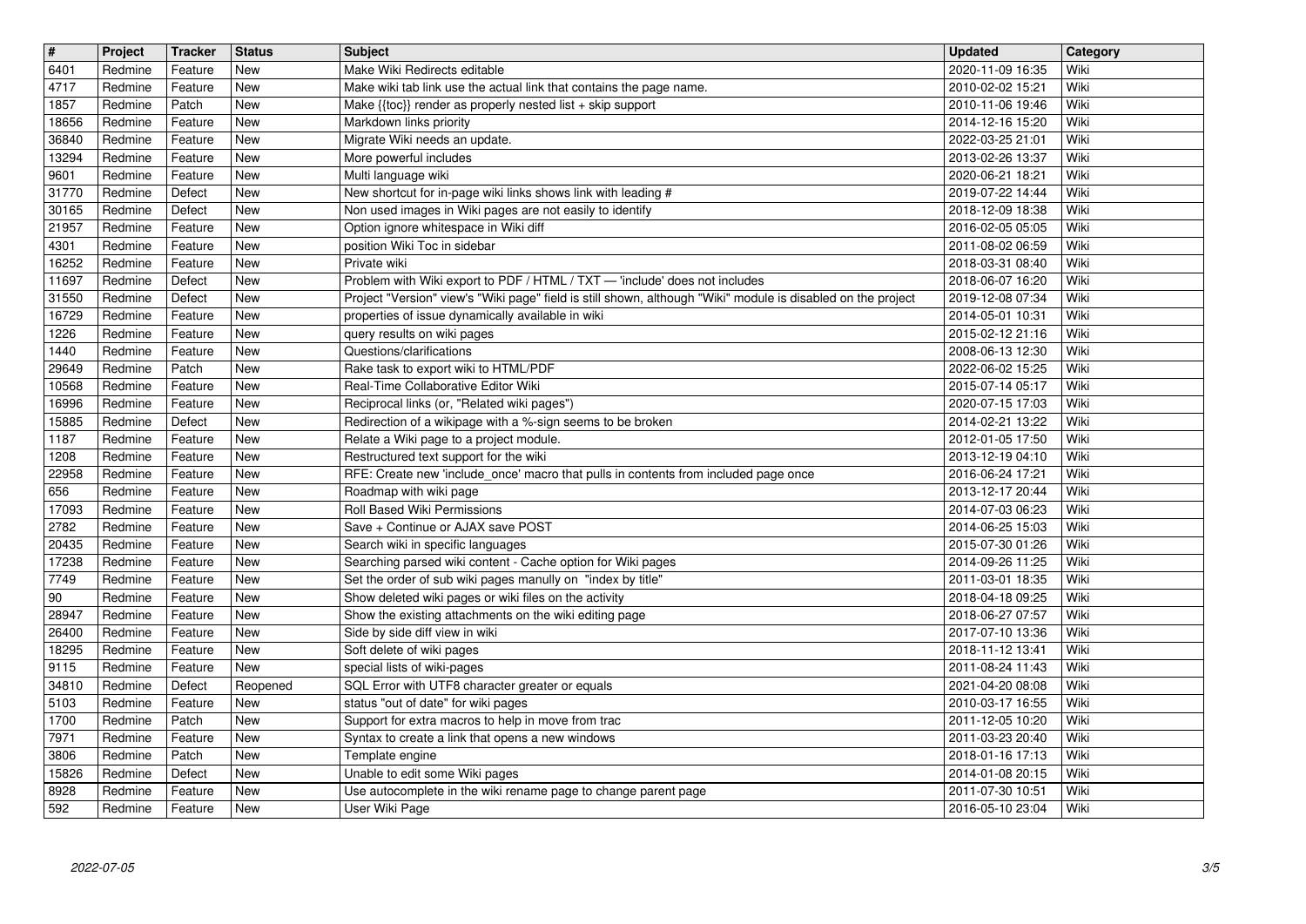| # | Project | Tracker | Status | Subject | Updated | Category |
| --- | --- | --- | --- | --- | --- | --- |
| 6401 | Redmine | Feature | New | Make Wiki Redirects editable | 2020-11-09 16:35 | Wiki |
| 4717 | Redmine | Feature | New | Make wiki tab link use the actual link that contains the page name. | 2010-02-02 15:21 | Wiki |
| 1857 | Redmine | Patch | New | Make {{toc}} render as properly nested list + skip support | 2010-11-06 19:46 | Wiki |
| 18656 | Redmine | Feature | New | Markdown links priority | 2014-12-16 15:20 | Wiki |
| 36840 | Redmine | Feature | New | Migrate Wiki needs an update. | 2022-03-25 21:01 | Wiki |
| 13294 | Redmine | Feature | New | More powerful includes | 2013-02-26 13:37 | Wiki |
| 9601 | Redmine | Feature | New | Multi language wiki | 2020-06-21 18:21 | Wiki |
| 31770 | Redmine | Defect | New | New shortcut for in-page wiki links shows link with leading # | 2019-07-22 14:44 | Wiki |
| 30165 | Redmine | Defect | New | Non used images in Wiki pages are not easily to identify | 2018-12-09 18:38 | Wiki |
| 21957 | Redmine | Feature | New | Option ignore whitespace in Wiki diff | 2016-02-05 05:05 | Wiki |
| 4301 | Redmine | Feature | New | position Wiki Toc in sidebar | 2011-08-02 06:59 | Wiki |
| 16252 | Redmine | Feature | New | Private wiki | 2018-03-31 08:40 | Wiki |
| 11697 | Redmine | Defect | New | Problem with Wiki export to PDF / HTML / TXT — 'include' does not includes | 2018-06-07 16:20 | Wiki |
| 31550 | Redmine | Defect | New | Project "Version" view's "Wiki page" field is still shown, although "Wiki" module is disabled on the project | 2019-12-08 07:34 | Wiki |
| 16729 | Redmine | Feature | New | properties of issue dynamically available in wiki | 2014-05-01 10:31 | Wiki |
| 1226 | Redmine | Feature | New | query results on wiki pages | 2015-02-12 21:16 | Wiki |
| 1440 | Redmine | Feature | New | Questions/clarifications | 2008-06-13 12:30 | Wiki |
| 29649 | Redmine | Patch | New | Rake task to export wiki to HTML/PDF | 2022-06-02 15:25 | Wiki |
| 10568 | Redmine | Feature | New | Real-Time Collaborative Editor Wiki | 2015-07-14 05:17 | Wiki |
| 16996 | Redmine | Feature | New | Reciprocal links (or, "Related wiki pages") | 2020-07-15 17:03 | Wiki |
| 15885 | Redmine | Defect | New | Redirection of a wikipage with a %-sign seems to be broken | 2014-02-21 13:22 | Wiki |
| 1187 | Redmine | Feature | New | Relate a Wiki page to a project module. | 2012-01-05 17:50 | Wiki |
| 1208 | Redmine | Feature | New | Restructured text support for the wiki | 2013-12-19 04:10 | Wiki |
| 22958 | Redmine | Feature | New | RFE: Create new 'include_once' macro that pulls in contents from included page once | 2016-06-24 17:21 | Wiki |
| 656 | Redmine | Feature | New | Roadmap with wiki page | 2013-12-17 20:44 | Wiki |
| 17093 | Redmine | Feature | New | Roll Based Wiki Permissions | 2014-07-03 06:23 | Wiki |
| 2782 | Redmine | Feature | New | Save + Continue or AJAX save POST | 2014-06-25 15:03 | Wiki |
| 20435 | Redmine | Feature | New | Search wiki in specific languages | 2015-07-30 01:26 | Wiki |
| 17238 | Redmine | Feature | New | Searching parsed wiki content - Cache option for Wiki pages | 2014-09-26 11:25 | Wiki |
| 7749 | Redmine | Feature | New | Set the order of sub wiki pages manully on "index by title" | 2011-03-01 18:35 | Wiki |
| 90 | Redmine | Feature | New | Show deleted wiki pages or wiki files on the activity | 2018-04-18 09:25 | Wiki |
| 28947 | Redmine | Feature | New | Show the existing attachments on the wiki editing page | 2018-06-27 07:57 | Wiki |
| 26400 | Redmine | Feature | New | Side by side diff view in wiki | 2017-07-10 13:36 | Wiki |
| 18295 | Redmine | Feature | New | Soft delete of wiki pages | 2018-11-12 13:41 | Wiki |
| 9115 | Redmine | Feature | New | special lists of wiki-pages | 2011-08-24 11:43 | Wiki |
| 34810 | Redmine | Defect | Reopened | SQL Error with UTF8 character greater or equals | 2021-04-20 08:08 | Wiki |
| 5103 | Redmine | Feature | New | status "out of date" for wiki pages | 2010-03-17 16:55 | Wiki |
| 1700 | Redmine | Patch | New | Support for extra macros to help in move from trac | 2011-12-05 10:20 | Wiki |
| 7971 | Redmine | Feature | New | Syntax to create a link that opens a new windows | 2011-03-23 20:40 | Wiki |
| 3806 | Redmine | Patch | New | Template engine | 2018-01-16 17:13 | Wiki |
| 15826 | Redmine | Defect | New | Unable to edit some Wiki pages | 2014-01-08 20:15 | Wiki |
| 8928 | Redmine | Feature | New | Use autocomplete in the wiki rename page to change parent page | 2011-07-30 10:51 | Wiki |
| 592 | Redmine | Feature | New | User Wiki Page | 2016-05-10 23:04 | Wiki |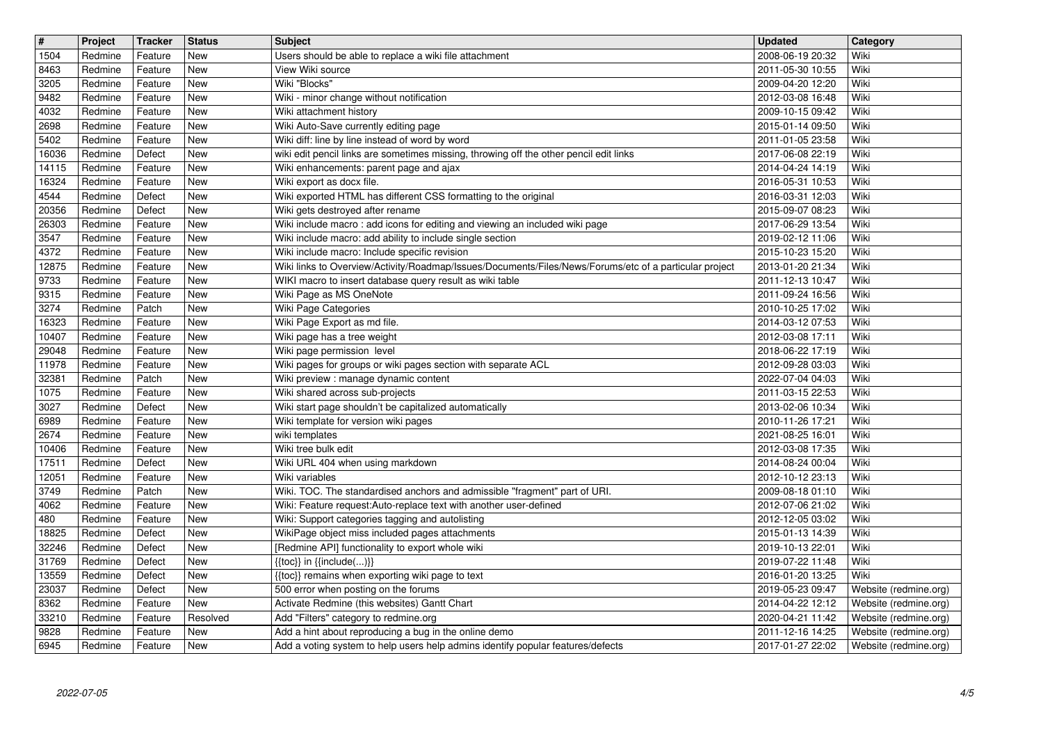| # | Project | Tracker | Status | Subject | Updated | Category |
|---|---|---|---|---|---|---|
| 1504 | Redmine | Feature | New | Users should be able to replace a wiki file attachment | 2008-06-19 20:32 | Wiki |
| 8463 | Redmine | Feature | New | View Wiki source | 2011-05-30 10:55 | Wiki |
| 3205 | Redmine | Feature | New | Wiki "Blocks" | 2009-04-20 12:20 | Wiki |
| 9482 | Redmine | Feature | New | Wiki - minor change without notification | 2012-03-08 16:48 | Wiki |
| 4032 | Redmine | Feature | New | Wiki attachment history | 2009-10-15 09:42 | Wiki |
| 2698 | Redmine | Feature | New | Wiki Auto-Save currently editing page | 2015-01-14 09:50 | Wiki |
| 5402 | Redmine | Feature | New | Wiki diff: line by line instead of word by word | 2011-01-05 23:58 | Wiki |
| 16036 | Redmine | Defect | New | wiki edit pencil links are sometimes missing, throwing off the other pencil edit links | 2017-06-08 22:19 | Wiki |
| 14115 | Redmine | Feature | New | Wiki enhancements: parent page and ajax | 2014-04-24 14:19 | Wiki |
| 16324 | Redmine | Feature | New | Wiki export as docx file. | 2016-05-31 10:53 | Wiki |
| 4544 | Redmine | Defect | New | Wiki exported HTML has different CSS formatting to the original | 2016-03-31 12:03 | Wiki |
| 20356 | Redmine | Defect | New | Wiki gets destroyed after rename | 2015-09-07 08:23 | Wiki |
| 26303 | Redmine | Feature | New | Wiki include macro : add icons for editing and viewing an included wiki page | 2017-06-29 13:54 | Wiki |
| 3547 | Redmine | Feature | New | Wiki include macro: add ability to include single section | 2019-02-12 11:06 | Wiki |
| 4372 | Redmine | Feature | New | Wiki include macro: Include specific revision | 2015-10-23 15:20 | Wiki |
| 12875 | Redmine | Feature | New | Wiki links to Overview/Activity/Roadmap/Issues/Documents/Files/News/Forums/etc of a particular project | 2013-01-20 21:34 | Wiki |
| 9733 | Redmine | Feature | New | WIKI macro to insert database query result as wiki table | 2011-12-13 10:47 | Wiki |
| 9315 | Redmine | Feature | New | Wiki Page as MS OneNote | 2011-09-24 16:56 | Wiki |
| 3274 | Redmine | Patch | New | Wiki Page Categories | 2010-10-25 17:02 | Wiki |
| 16323 | Redmine | Feature | New | Wiki Page Export as md file. | 2014-03-12 07:53 | Wiki |
| 10407 | Redmine | Feature | New | Wiki page has a tree weight | 2012-03-08 17:11 | Wiki |
| 29048 | Redmine | Feature | New | Wiki page permission level | 2018-06-22 17:19 | Wiki |
| 11978 | Redmine | Feature | New | Wiki pages for groups or wiki pages section with separate ACL | 2012-09-28 03:03 | Wiki |
| 32381 | Redmine | Patch | New | Wiki preview : manage dynamic content | 2022-07-04 04:03 | Wiki |
| 1075 | Redmine | Feature | New | Wiki shared across sub-projects | 2011-03-15 22:53 | Wiki |
| 3027 | Redmine | Defect | New | Wiki start page shouldn't be capitalized automatically | 2013-02-06 10:34 | Wiki |
| 6989 | Redmine | Feature | New | Wiki template for version wiki pages | 2010-11-26 17:21 | Wiki |
| 2674 | Redmine | Feature | New | wiki templates | 2021-08-25 16:01 | Wiki |
| 10406 | Redmine | Feature | New | Wiki tree bulk edit | 2012-03-08 17:35 | Wiki |
| 17511 | Redmine | Defect | New | Wiki URL 404 when using markdown | 2014-08-24 00:04 | Wiki |
| 12051 | Redmine | Feature | New | Wiki variables | 2012-10-12 23:13 | Wiki |
| 3749 | Redmine | Patch | New | Wiki. TOC. The standardised anchors and admissible "fragment" part of URI. | 2009-08-18 01:10 | Wiki |
| 4062 | Redmine | Feature | New | Wiki: Feature request:Auto-replace text with another user-defined | 2012-07-06 21:02 | Wiki |
| 480 | Redmine | Feature | New | Wiki: Support categories tagging and autolisting | 2012-12-05 03:02 | Wiki |
| 18825 | Redmine | Defect | New | WikiPage object miss included pages attachments | 2015-01-13 14:39 | Wiki |
| 32246 | Redmine | Defect | New | [Redmine API] functionality to export whole wiki | 2019-10-13 22:01 | Wiki |
| 31769 | Redmine | Defect | New | {{toc}} in {{include(...)}} | 2019-07-22 11:48 | Wiki |
| 13559 | Redmine | Defect | New | {{toc}} remains when exporting wiki page to text | 2016-01-20 13:25 | Wiki |
| 23037 | Redmine | Defect | New | 500 error when posting on the forums | 2019-05-23 09:47 | Website (redmine.org) |
| 8362 | Redmine | Feature | New | Activate Redmine (this websites) Gantt Chart | 2014-04-22 12:12 | Website (redmine.org) |
| 33210 | Redmine | Feature | Resolved | Add "Filters" category to redmine.org | 2020-04-21 11:42 | Website (redmine.org) |
| 9828 | Redmine | Feature | New | Add a hint about reproducing a bug in the online demo | 2011-12-16 14:25 | Website (redmine.org) |
| 6945 | Redmine | Feature | New | Add a voting system to help users help admins identify popular features/defects | 2017-01-27 22:02 | Website (redmine.org) |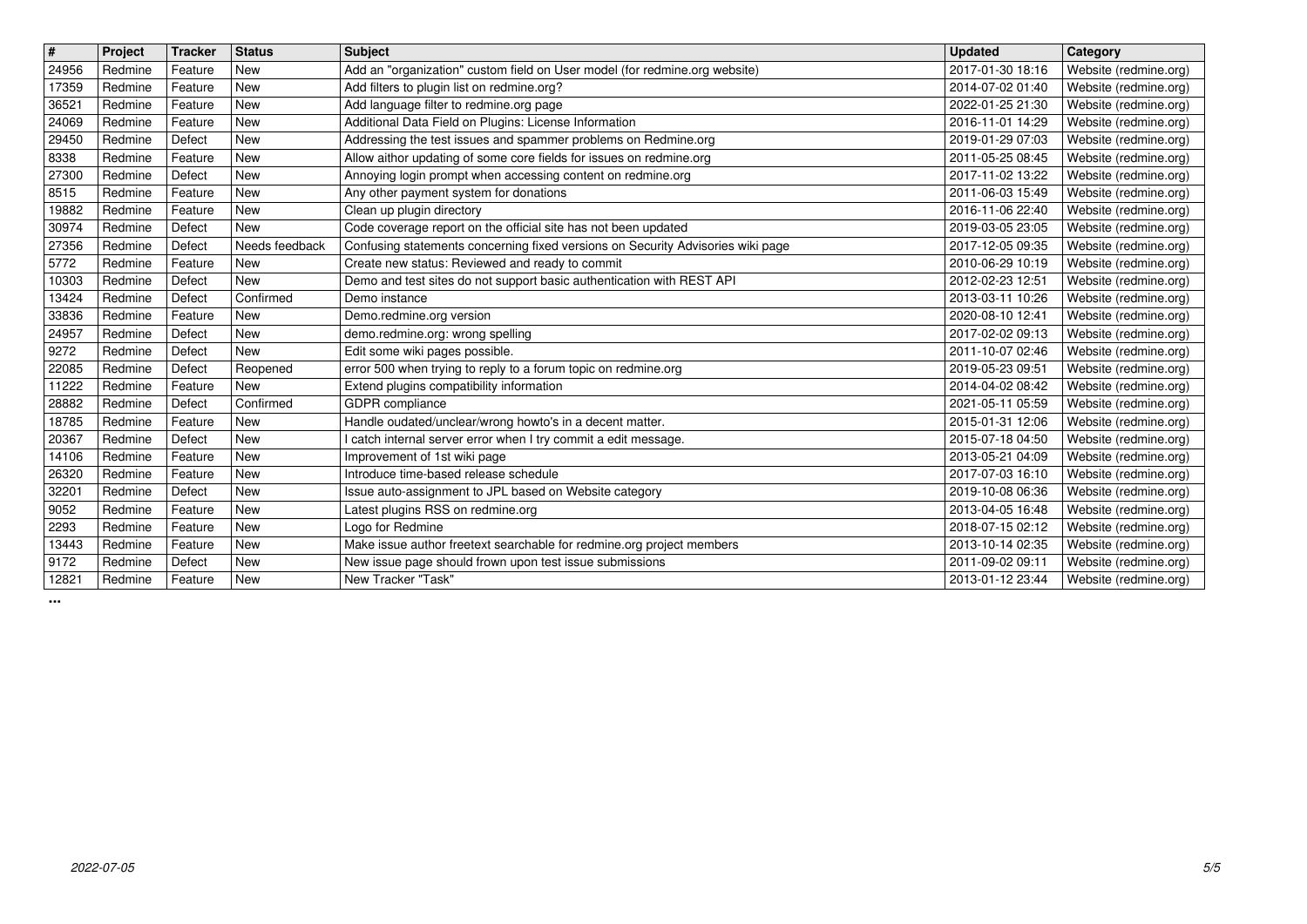| # | Project | Tracker | Status | Subject | Updated | Category |
| --- | --- | --- | --- | --- | --- | --- |
| 24956 | Redmine | Feature | New | Add an "organization" custom field on User model (for redmine.org website) | 2017-01-30 18:16 | Website (redmine.org) |
| 17359 | Redmine | Feature | New | Add filters to plugin list on redmine.org? | 2014-07-02 01:40 | Website (redmine.org) |
| 36521 | Redmine | Feature | New | Add language filter to redmine.org page | 2022-01-25 21:30 | Website (redmine.org) |
| 24069 | Redmine | Feature | New | Additional Data Field on Plugins: License Information | 2016-11-01 14:29 | Website (redmine.org) |
| 29450 | Redmine | Defect | New | Addressing the test issues and spammer problems on Redmine.org | 2019-01-29 07:03 | Website (redmine.org) |
| 8338 | Redmine | Feature | New | Allow aithor updating of some core fields for issues on redmine.org | 2011-05-25 08:45 | Website (redmine.org) |
| 27300 | Redmine | Defect | New | Annoying login prompt when accessing content on redmine.org | 2017-11-02 13:22 | Website (redmine.org) |
| 8515 | Redmine | Feature | New | Any other payment system for donations | 2011-06-03 15:49 | Website (redmine.org) |
| 19882 | Redmine | Feature | New | Clean up plugin directory | 2016-11-06 22:40 | Website (redmine.org) |
| 30974 | Redmine | Defect | New | Code coverage report on the official site has not been updated | 2019-03-05 23:05 | Website (redmine.org) |
| 27356 | Redmine | Defect | Needs feedback | Confusing statements concerning fixed versions on Security Advisories wiki page | 2017-12-05 09:35 | Website (redmine.org) |
| 5772 | Redmine | Feature | New | Create new status: Reviewed and ready to commit | 2010-06-29 10:19 | Website (redmine.org) |
| 10303 | Redmine | Defect | New | Demo and test sites do not support basic authentication with REST API | 2012-02-23 12:51 | Website (redmine.org) |
| 13424 | Redmine | Defect | Confirmed | Demo instance | 2013-03-11 10:26 | Website (redmine.org) |
| 33836 | Redmine | Feature | New | Demo.redmine.org version | 2020-08-10 12:41 | Website (redmine.org) |
| 24957 | Redmine | Defect | New | demo.redmine.org: wrong spelling | 2017-02-02 09:13 | Website (redmine.org) |
| 9272 | Redmine | Defect | New | Edit some wiki pages possible. | 2011-10-07 02:46 | Website (redmine.org) |
| 22085 | Redmine | Defect | Reopened | error 500 when trying to reply to a forum topic on redmine.org | 2019-05-23 09:51 | Website (redmine.org) |
| 11222 | Redmine | Feature | New | Extend plugins compatibility information | 2014-04-02 08:42 | Website (redmine.org) |
| 28882 | Redmine | Defect | Confirmed | GDPR compliance | 2021-05-11 05:59 | Website (redmine.org) |
| 18785 | Redmine | Feature | New | Handle oudated/unclear/wrong howto's in a decent matter. | 2015-01-31 12:06 | Website (redmine.org) |
| 20367 | Redmine | Defect | New | I catch internal server error when I try commit a edit message. | 2015-07-18 04:50 | Website (redmine.org) |
| 14106 | Redmine | Feature | New | Improvement of 1st wiki page | 2013-05-21 04:09 | Website (redmine.org) |
| 26320 | Redmine | Feature | New | Introduce time-based release schedule | 2017-07-03 16:10 | Website (redmine.org) |
| 32201 | Redmine | Defect | New | Issue auto-assignment to JPL based on Website category | 2019-10-08 06:36 | Website (redmine.org) |
| 9052 | Redmine | Feature | New | Latest plugins RSS on redmine.org | 2013-04-05 16:48 | Website (redmine.org) |
| 2293 | Redmine | Feature | New | Logo for Redmine | 2018-07-15 02:12 | Website (redmine.org) |
| 13443 | Redmine | Feature | New | Make issue author freetext searchable for redmine.org project members | 2013-10-14 02:35 | Website (redmine.org) |
| 9172 | Redmine | Defect | New | New issue page should frown upon test issue submissions | 2011-09-02 09:11 | Website (redmine.org) |
| 12821 | Redmine | Feature | New | New Tracker "Task" | 2013-01-12 23:44 | Website (redmine.org) |

...